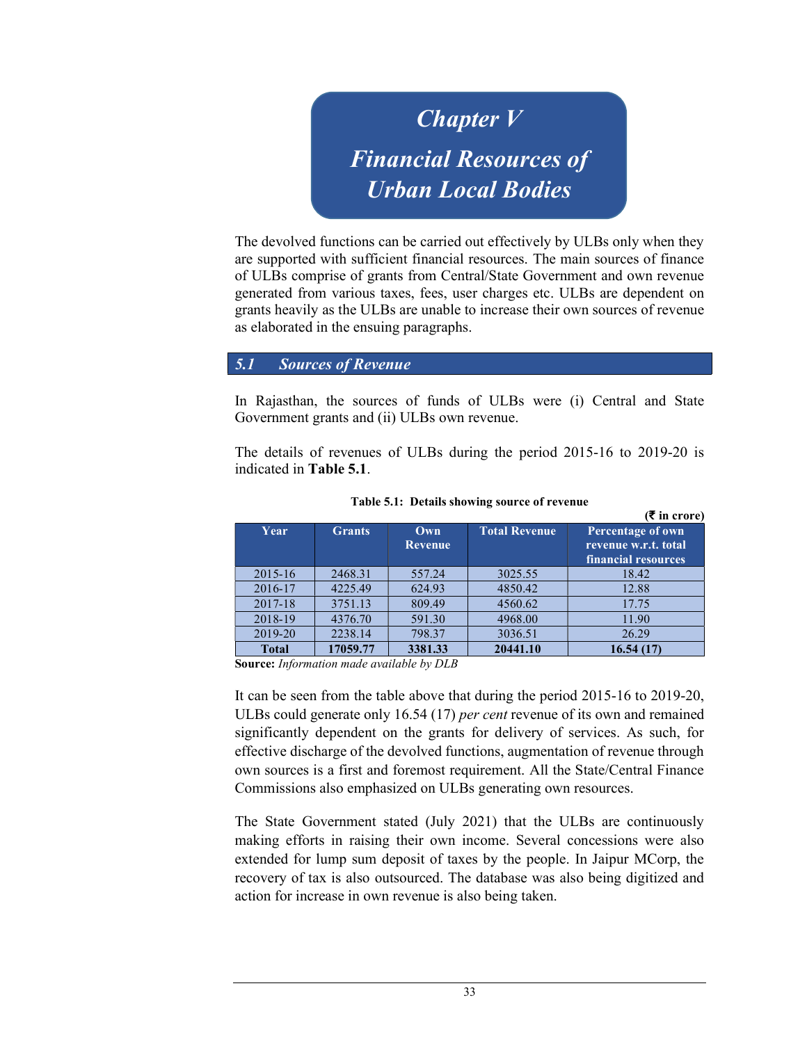# Chapter V

# Financial Resources of Urban Local Bodies

The devolved functions can be carried out effectively by ULBs only when they are supported with sufficient financial resources. The main sources of finance of ULBs comprise of grants from Central/State Government and own revenue generated from various taxes, fees, user charges etc. ULBs are dependent on grants heavily as the ULBs are unable to increase their own sources of revenue as elaborated in the ensuing paragraphs.

## *5.1 Sources of Revenue*

In Rajasthan, the sources of funds of ULBs were (i) Central and State Government grants and (ii) ULBs own revenue.

The details of revenues of ULBs during the period 2015-16 to 2019-20 is indicated in **Table 5.1**.

**Table 5.1: Details showing source of revenue**

**(₹ in crore)**

| Year | Grants | Own Revenue | Total Revenue | Percentage of own revenue w.r.t. total financial resources |
|---|---|---|---|---|
| 2015-16 | 2468.31 | 557.24 | 3025.55 | 18.42 |
| 2016-17 | 4225.49 | 624.93 | 4850.42 | 12.88 |
| 2017-18 | 3751.13 | 809.49 | 4560.62 | 17.75 |
| 2018-19 | 4376.70 | 591.30 | 4968.00 | 11.90 |
| 2019-20 | 2238.14 | 798.37 | 3036.51 | 26.29 |
| **Total** | **17059.77** | **3381.33** | **20441.10** | **16.54 (17)** |

**Source:** *Information made available by DLB*

It can be seen from the table above that during the period 2015-16 to 2019-20, ULBs could generate only 16.54 (17) *per cent* revenue of its own and remained significantly dependent on the grants for delivery of services. As such, for effective discharge of the devolved functions, augmentation of revenue through own sources is a first and foremost requirement. All the State/Central Finance Commissions also emphasized on ULBs generating own resources.

The State Government stated (July 2021) that the ULBs are continuously making efforts in raising their own income. Several concessions were also extended for lump sum deposit of taxes by the people. In Jaipur MCorp, the recovery of tax is also outsourced. The database was also being digitized and action for increase in own revenue is also being taken.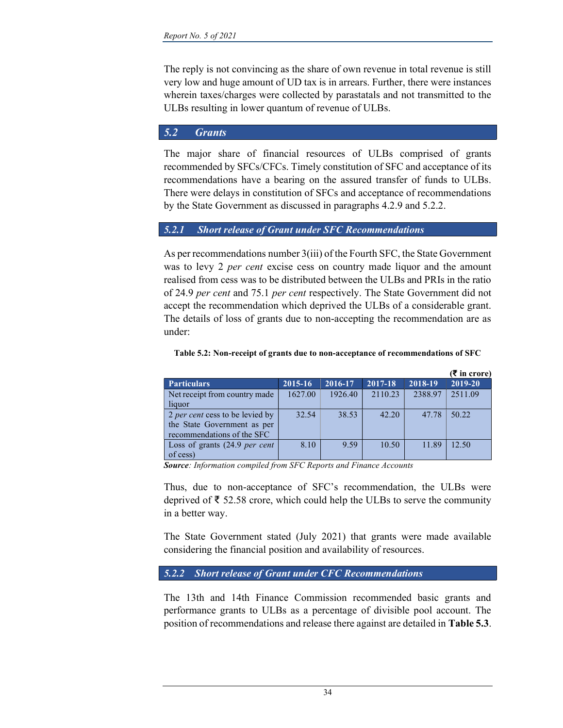The reply is not convincing as the share of own revenue in total revenue is still very low and huge amount of UD tax is in arrears. Further, there were instances wherein taxes/charges were collected by parastatals and not transmitted to the ULBs resulting in lower quantum of revenue of ULBs.

## 5.2 Grants

The major share of financial resources of ULBs comprised of grants recommended by SFCs/CFCs. Timely constitution of SFC and acceptance of its recommendations have a bearing on the assured transfer of funds to ULBs. There were delays in constitution of SFCs and acceptance of recommendations by the State Government as discussed in paragraphs 4.2.9 and 5.2.2.

### 5.2.1 Short release of Grant under SFC Recommendations

As per recommendations number 3(iii) of the Fourth SFC, the State Government was to levy 2 *per cent* excise cess on country made liquor and the amount realised from cess was to be distributed between the ULBs and PRIs in the ratio of 24.9 *per cent* and 75.1 *per cent* respectively. The State Government did not accept the recommendation which deprived the ULBs of a considerable grant. The details of loss of grants due to non-accepting the recommendation are as under:

**Table 5.2: Non-receipt of grants due to non-acceptance of recommendations of SFC**

(₹ in crore)

| Particulars | 2015-16 | 2016-17 | 2017-18 | 2018-19 | 2019-20 |
|---|---|---|---|---|---|
| Net receipt from country made liquor | 1627.00 | 1926.40 | 2110.23 | 2388.97 | 2511.09 |
| 2 *per cent* cess to be levied by the State Government as per recommendations of the SFC | 32.54 | 38.53 | 42.20 | 47.78 | 50.22 |
| Loss of grants (24.9 *per cent* of cess) | 8.10 | 9.59 | 10.50 | 11.89 | 12.50 |

***Source**: Information compiled from SFC Reports and Finance Accounts*

Thus, due to non-acceptance of SFC's recommendation, the ULBs were deprived of ₹ 52.58 crore, which could help the ULBs to serve the community in a better way.

The State Government stated (July 2021) that grants were made available considering the financial position and availability of resources.

### 5.2.2 Short release of Grant under CFC Recommendations

The 13th and 14th Finance Commission recommended basic grants and performance grants to ULBs as a percentage of divisible pool account. The position of recommendations and release there against are detailed in **Table 5.3**.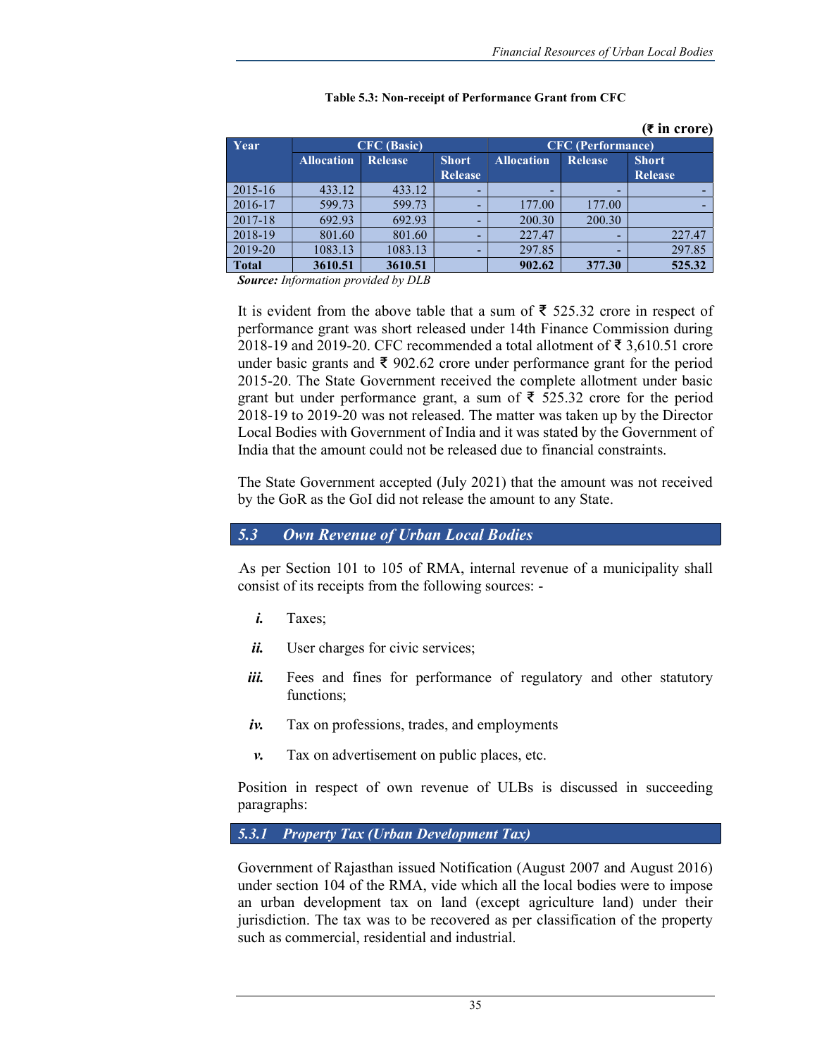**Table 5.3: Non-receipt of Performance Grant from CFC**

**(₹ in crore)**

| Year | CFC (Basic) | | | CFC (Performance) | | |
|---|---|---|---|---|---|---|
| | Allocation | Release | Short Release | Allocation | Release | Short Release |
| 2015-16 | 433.12 | 433.12 | - | - | - | - |
| 2016-17 | 599.73 | 599.73 | - | 177.00 | 177.00 | - |
| 2017-18 | 692.93 | 692.93 | - | 200.30 | 200.30 | |
| 2018-19 | 801.60 | 801.60 | - | 227.47 | - | 227.47 |
| 2019-20 | 1083.13 | 1083.13 | - | 297.85 | - | 297.85 |
| **Total** | **3610.51** | **3610.51** | | **902.62** | **377.30** | **525.32** |

***Source:*** *Information provided by DLB*

It is evident from the above table that a sum of ₹ 525.32 crore in respect of performance grant was short released under 14th Finance Commission during 2018-19 and 2019-20. CFC recommended a total allotment of ₹ 3,610.51 crore under basic grants and ₹ 902.62 crore under performance grant for the period 2015-20. The State Government received the complete allotment under basic grant but under performance grant, a sum of ₹ 525.32 crore for the period 2018-19 to 2019-20 was not released. The matter was taken up by the Director Local Bodies with Government of India and it was stated by the Government of India that the amount could not be released due to financial constraints.

The State Government accepted (July 2021) that the amount was not received by the GoR as the GoI did not release the amount to any State.

## *5.3 Own Revenue of Urban Local Bodies*

As per Section 101 to 105 of RMA, internal revenue of a municipality shall consist of its receipts from the following sources: -

- ***i.*** Taxes;
- ***ii.*** User charges for civic services;
- ***iii.*** Fees and fines for performance of regulatory and other statutory functions;
- ***iv.*** Tax on professions, trades, and employments
- ***v.*** Tax on advertisement on public places, etc.

Position in respect of own revenue of ULBs is discussed in succeeding paragraphs:

### *5.3.1 Property Tax (Urban Development Tax)*

Government of Rajasthan issued Notification (August 2007 and August 2016) under section 104 of the RMA, vide which all the local bodies were to impose an urban development tax on land (except agriculture land) under their jurisdiction. The tax was to be recovered as per classification of the property such as commercial, residential and industrial.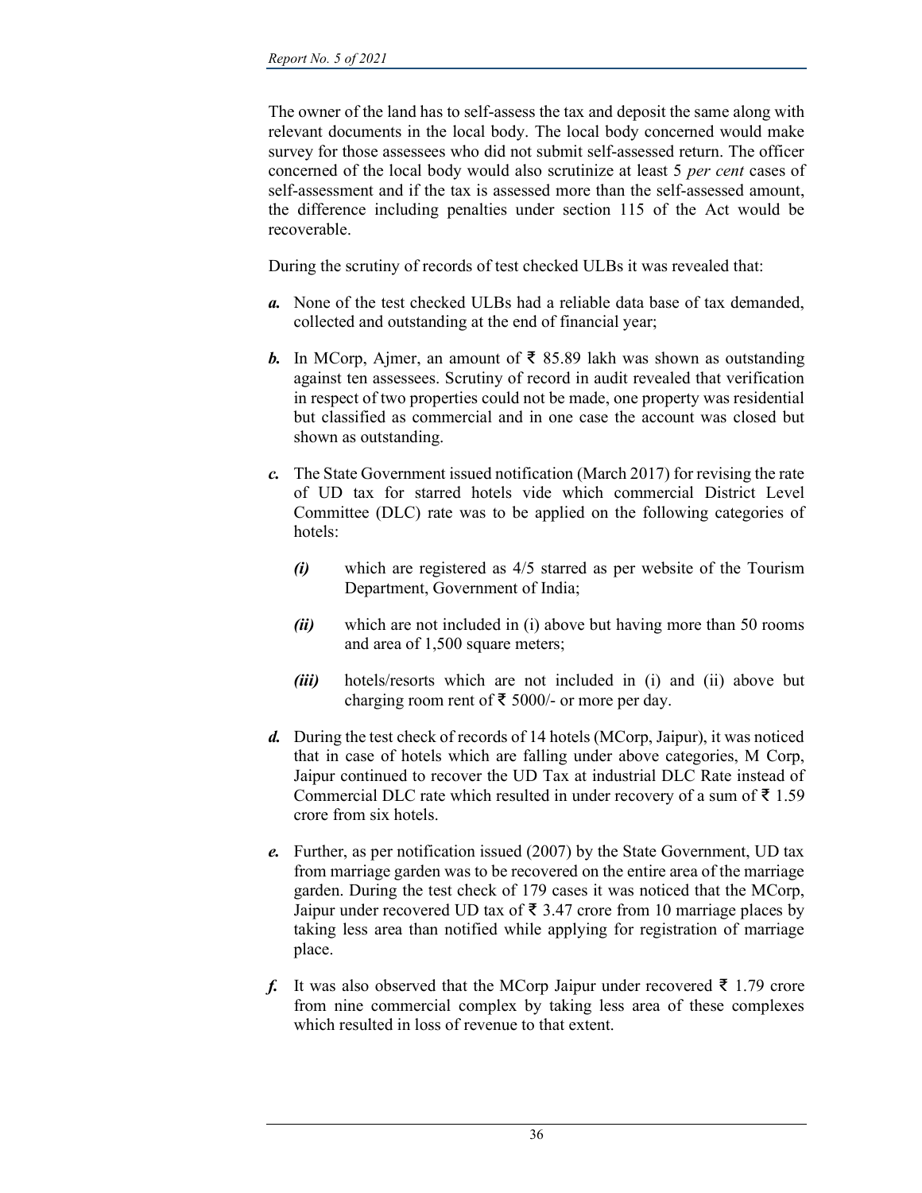The owner of the land has to self-assess the tax and deposit the same along with relevant documents in the local body. The local body concerned would make survey for those assessees who did not submit self-assessed return. The officer concerned of the local body would also scrutinize at least 5 *per cent* cases of self-assessment and if the tax is assessed more than the self-assessed amount, the difference including penalties under section 115 of the Act would be recoverable.

During the scrutiny of records of test checked ULBs it was revealed that:

***a.*** None of the test checked ULBs had a reliable data base of tax demanded, collected and outstanding at the end of financial year;

***b.*** In MCorp, Ajmer, an amount of ₹ 85.89 lakh was shown as outstanding against ten assessees. Scrutiny of record in audit revealed that verification in respect of two properties could not be made, one property was residential but classified as commercial and in one case the account was closed but shown as outstanding.

***c.*** The State Government issued notification (March 2017) for revising the rate of UD tax for starred hotels vide which commercial District Level Committee (DLC) rate was to be applied on the following categories of hotels:

- ***(i)*** which are registered as 4/5 starred as per website of the Tourism Department, Government of India;
- ***(ii)*** which are not included in (i) above but having more than 50 rooms and area of 1,500 square meters;
- ***(iii)*** hotels/resorts which are not included in (i) and (ii) above but charging room rent of ₹ 5000/- or more per day.

***d.*** During the test check of records of 14 hotels (MCorp, Jaipur), it was noticed that in case of hotels which are falling under above categories, M Corp, Jaipur continued to recover the UD Tax at industrial DLC Rate instead of Commercial DLC rate which resulted in under recovery of a sum of ₹ 1.59 crore from six hotels.

***e.*** Further, as per notification issued (2007) by the State Government, UD tax from marriage garden was to be recovered on the entire area of the marriage garden. During the test check of 179 cases it was noticed that the MCorp, Jaipur under recovered UD tax of ₹ 3.47 crore from 10 marriage places by taking less area than notified while applying for registration of marriage place.

***f.*** It was also observed that the MCorp Jaipur under recovered ₹ 1.79 crore from nine commercial complex by taking less area of these complexes which resulted in loss of revenue to that extent.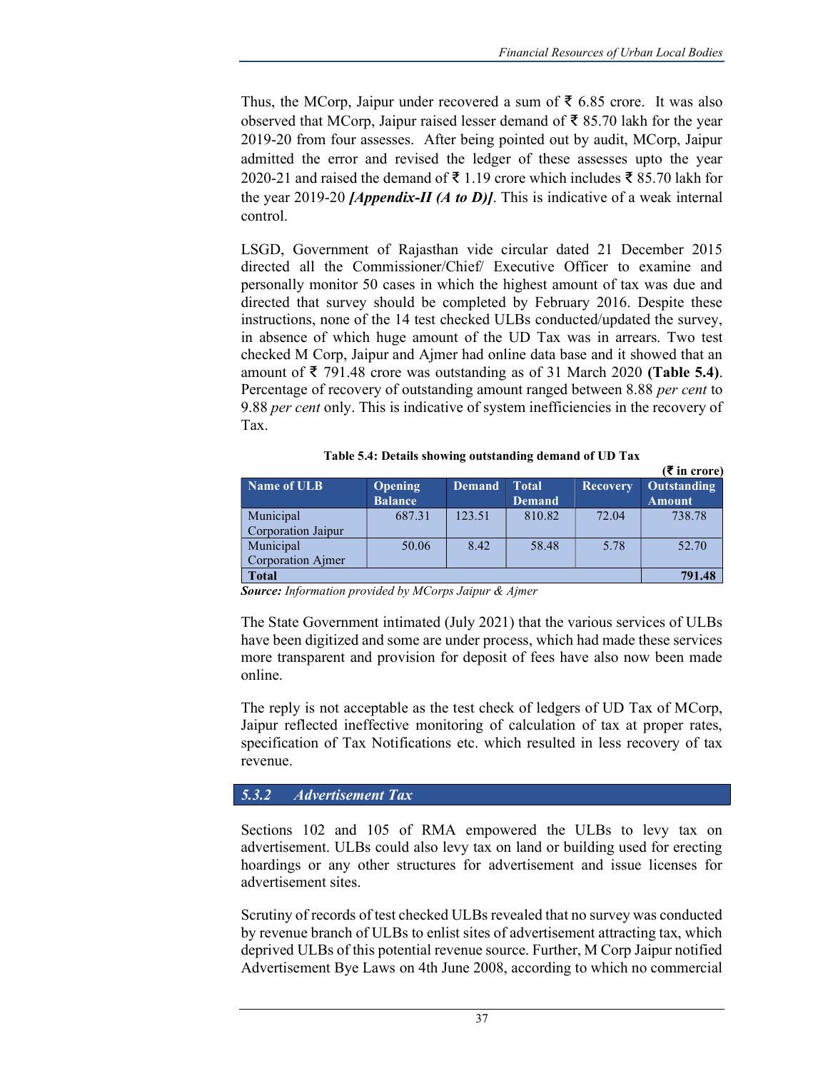Thus, the MCorp, Jaipur under recovered a sum of ₹ 6.85 crore. It was also observed that MCorp, Jaipur raised lesser demand of ₹ 85.70 lakh for the year 2019-20 from four assesses. After being pointed out by audit, MCorp, Jaipur admitted the error and revised the ledger of these assesses upto the year 2020-21 and raised the demand of ₹ 1.19 crore which includes ₹ 85.70 lakh for the year 2019-20 ***[Appendix-II (A to D)]***. This is indicative of a weak internal control.

LSGD, Government of Rajasthan vide circular dated 21 December 2015 directed all the Commissioner/Chief/ Executive Officer to examine and personally monitor 50 cases in which the highest amount of tax was due and directed that survey should be completed by February 2016. Despite these instructions, none of the 14 test checked ULBs conducted/updated the survey, in absence of which huge amount of the UD Tax was in arrears. Two test checked M Corp, Jaipur and Ajmer had online data base and it showed that an amount of ₹ 791.48 crore was outstanding as of 31 March 2020 **(Table 5.4)**. Percentage of recovery of outstanding amount ranged between 8.88 *per cent* to 9.88 *per cent* only. This is indicative of system inefficiencies in the recovery of Tax.

**Table 5.4: Details showing outstanding demand of UD Tax**

**(₹ in crore)**

| Name of ULB | Opening Balance | Demand | Total Demand | Recovery | Outstanding Amount |
|---|---|---|---|---|---|
| Municipal Corporation Jaipur | 687.31 | 123.51 | 810.82 | 72.04 | 738.78 |
| Municipal Corporation Ajmer | 50.06 | 8.42 | 58.48 | 5.78 | 52.70 |
| **Total** | | | | | **791.48** |

***Source:*** *Information provided by MCorps Jaipur & Ajmer*

The State Government intimated (July 2021) that the various services of ULBs have been digitized and some are under process, which had made these services more transparent and provision for deposit of fees have also now been made online.

The reply is not acceptable as the test check of ledgers of UD Tax of MCorp, Jaipur reflected ineffective monitoring of calculation of tax at proper rates, specification of Tax Notifications etc. which resulted in less recovery of tax revenue.

### *5.3.2 Advertisement Tax*

Sections 102 and 105 of RMA empowered the ULBs to levy tax on advertisement. ULBs could also levy tax on land or building used for erecting hoardings or any other structures for advertisement and issue licenses for advertisement sites.

Scrutiny of records of test checked ULBs revealed that no survey was conducted by revenue branch of ULBs to enlist sites of advertisement attracting tax, which deprived ULBs of this potential revenue source. Further, M Corp Jaipur notified Advertisement Bye Laws on 4th June 2008, according to which no commercial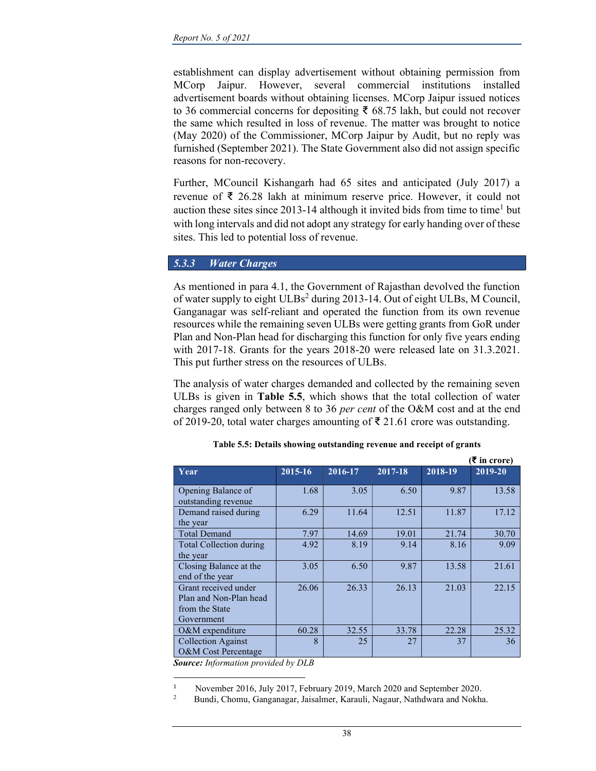establishment can display advertisement without obtaining permission from MCorp Jaipur. However, several commercial institutions installed advertisement boards without obtaining licenses. MCorp Jaipur issued notices to 36 commercial concerns for depositing ₹ 68.75 lakh, but could not recover the same which resulted in loss of revenue. The matter was brought to notice (May 2020) of the Commissioner, MCorp Jaipur by Audit, but no reply was furnished (September 2021). The State Government also did not assign specific reasons for non-recovery.

Further, MCouncil Kishangarh had 65 sites and anticipated (July 2017) a revenue of ₹ 26.28 lakh at minimum reserve price. However, it could not auction these sites since 2013-14 although it invited bids from time to time[1] but with long intervals and did not adopt any strategy for early handing over of these sites. This led to potential loss of revenue.

### *5.3.3 Water Charges*

As mentioned in para 4.1, the Government of Rajasthan devolved the function of water supply to eight ULBs[2] during 2013-14. Out of eight ULBs, M Council, Ganganagar was self-reliant and operated the function from its own revenue resources while the remaining seven ULBs were getting grants from GoR under Plan and Non-Plan head for discharging this function for only five years ending with 2017-18. Grants for the years 2018-20 were released late on 31.3.2021. This put further stress on the resources of ULBs.

The analysis of water charges demanded and collected by the remaining seven ULBs is given in **Table 5.5**, which shows that the total collection of water charges ranged only between 8 to 36 *per cent* of the O&M cost and at the end of 2019-20, total water charges amounting of ₹ 21.61 crore was outstanding.

**Table 5.5: Details showing outstanding revenue and receipt of grants**

(₹ in crore)

| Year | 2015-16 | 2016-17 | 2017-18 | 2018-19 | 2019-20 |
|---|---|---|---|---|---|
| Opening Balance of outstanding revenue | 1.68 | 3.05 | 6.50 | 9.87 | 13.58 |
| Demand raised during the year | 6.29 | 11.64 | 12.51 | 11.87 | 17.12 |
| Total Demand | 7.97 | 14.69 | 19.01 | 21.74 | 30.70 |
| Total Collection during the year | 4.92 | 8.19 | 9.14 | 8.16 | 9.09 |
| Closing Balance at the end of the year | 3.05 | 6.50 | 9.87 | 13.58 | 21.61 |
| Grant received under Plan and Non-Plan head from the State Government | 26.06 | 26.33 | 26.13 | 21.03 | 22.15 |
| O&M expenditure | 60.28 | 32.55 | 33.78 | 22.28 | 25.32 |
| Collection Against O&M Cost Percentage | 8 | 25 | 27 | 37 | 36 |

***Source:*** *Information provided by DLB*

---

[1] November 2016, July 2017, February 2019, March 2020 and September 2020.

[2] Bundi, Chomu, Ganganagar, Jaisalmer, Karauli, Nagaur, Nathdwara and Nokha.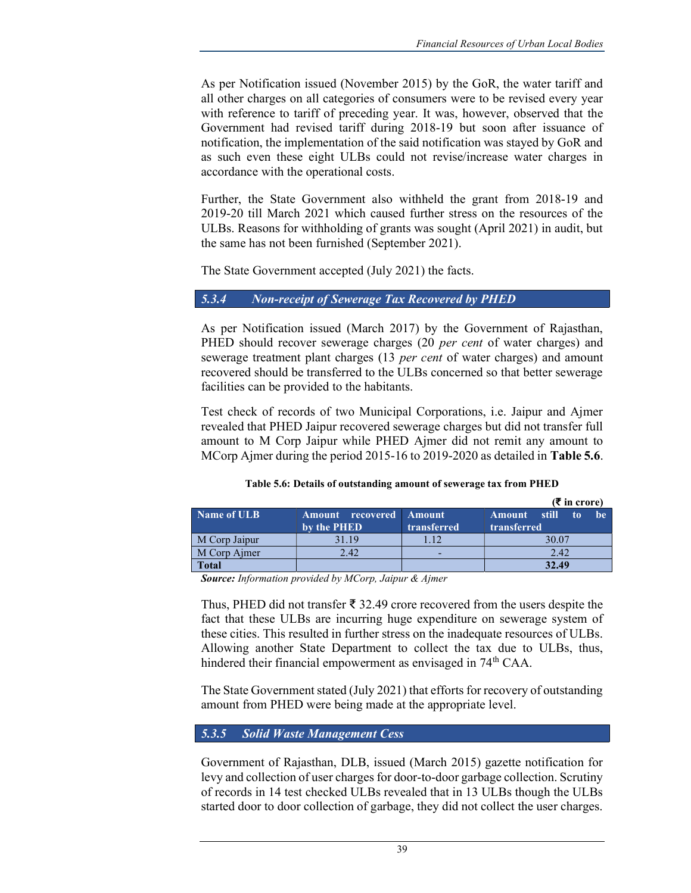As per Notification issued (November 2015) by the GoR, the water tariff and all other charges on all categories of consumers were to be revised every year with reference to tariff of preceding year. It was, however, observed that the Government had revised tariff during 2018-19 but soon after issuance of notification, the implementation of the said notification was stayed by GoR and as such even these eight ULBs could not revise/increase water charges in accordance with the operational costs.

Further, the State Government also withheld the grant from 2018-19 and 2019-20 till March 2021 which caused further stress on the resources of the ULBs. Reasons for withholding of grants was sought (April 2021) in audit, but the same has not been furnished (September 2021).

The State Government accepted (July 2021) the facts.

### *5.3.4 Non-receipt of Sewerage Tax Recovered by PHED*

As per Notification issued (March 2017) by the Government of Rajasthan, PHED should recover sewerage charges (20 *per cent* of water charges) and sewerage treatment plant charges (13 *per cent* of water charges) and amount recovered should be transferred to the ULBs concerned so that better sewerage facilities can be provided to the habitants.

Test check of records of two Municipal Corporations, i.e. Jaipur and Ajmer revealed that PHED Jaipur recovered sewerage charges but did not transfer full amount to M Corp Jaipur while PHED Ajmer did not remit any amount to MCorp Ajmer during the period 2015-16 to 2019-2020 as detailed in **Table 5.6**.

**Table 5.6: Details of outstanding amount of sewerage tax from PHED**

**(₹ in crore)**

| Name of ULB | Amount recovered by the PHED | Amount transferred | Amount still to be transferred |
|---|---|---|---|
| M Corp Jaipur | 31.19 | 1.12 | 30.07 |
| M Corp Ajmer | 2.42 | - | 2.42 |
| **Total** | | | **32.49** |

***Source:*** *Information provided by MCorp, Jaipur & Ajmer*

Thus, PHED did not transfer ₹ 32.49 crore recovered from the users despite the fact that these ULBs are incurring huge expenditure on sewerage system of these cities. This resulted in further stress on the inadequate resources of ULBs. Allowing another State Department to collect the tax due to ULBs, thus, hindered their financial empowerment as envisaged in 74th CAA.

The State Government stated (July 2021) that efforts for recovery of outstanding amount from PHED were being made at the appropriate level.

### *5.3.5 Solid Waste Management Cess*

Government of Rajasthan, DLB, issued (March 2015) gazette notification for levy and collection of user charges for door-to-door garbage collection. Scrutiny of records in 14 test checked ULBs revealed that in 13 ULBs though the ULBs started door to door collection of garbage, they did not collect the user charges.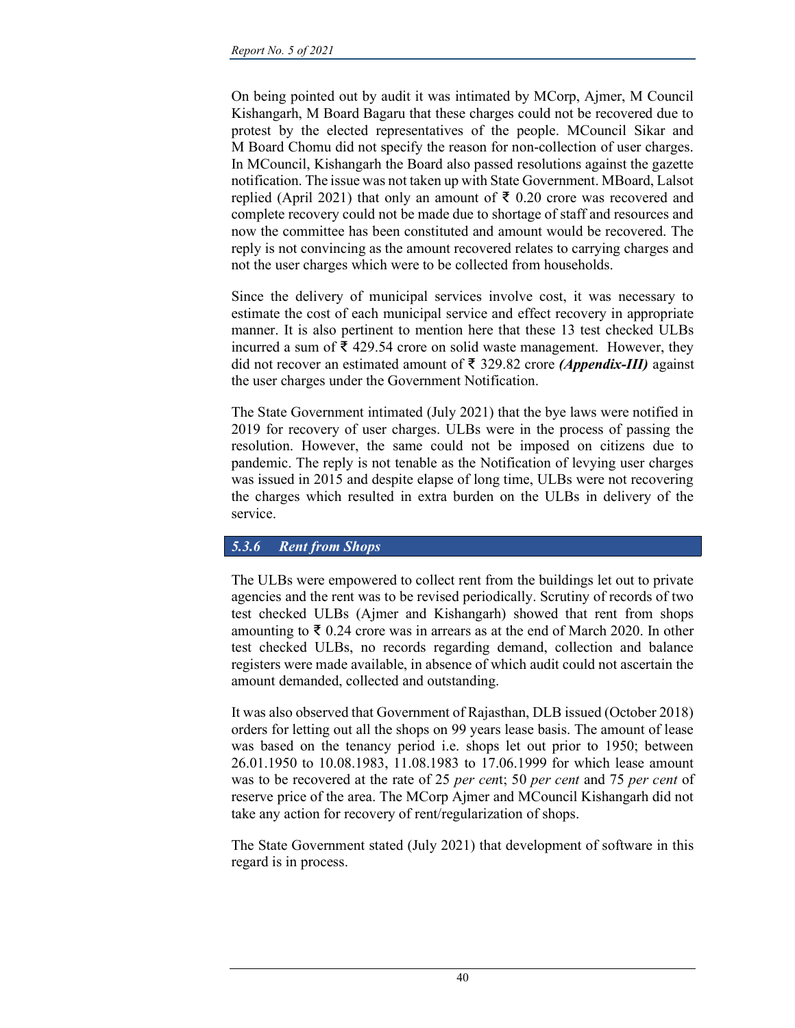On being pointed out by audit it was intimated by MCorp, Ajmer, M Council Kishangarh, M Board Bagaru that these charges could not be recovered due to protest by the elected representatives of the people. MCouncil Sikar and M Board Chomu did not specify the reason for non-collection of user charges. In MCouncil, Kishangarh the Board also passed resolutions against the gazette notification. The issue was not taken up with State Government. MBoard, Lalsot replied (April 2021) that only an amount of ₹ 0.20 crore was recovered and complete recovery could not be made due to shortage of staff and resources and now the committee has been constituted and amount would be recovered. The reply is not convincing as the amount recovered relates to carrying charges and not the user charges which were to be collected from households.

Since the delivery of municipal services involve cost, it was necessary to estimate the cost of each municipal service and effect recovery in appropriate manner. It is also pertinent to mention here that these 13 test checked ULBs incurred a sum of ₹ 429.54 crore on solid waste management. However, they did not recover an estimated amount of ₹ 329.82 crore ***(Appendix-III)*** against the user charges under the Government Notification.

The State Government intimated (July 2021) that the bye laws were notified in 2019 for recovery of user charges. ULBs were in the process of passing the resolution. However, the same could not be imposed on citizens due to pandemic. The reply is not tenable as the Notification of levying user charges was issued in 2015 and despite elapse of long time, ULBs were not recovering the charges which resulted in extra burden on the ULBs in delivery of the service.

### *5.3.6 Rent from Shops*

The ULBs were empowered to collect rent from the buildings let out to private agencies and the rent was to be revised periodically. Scrutiny of records of two test checked ULBs (Ajmer and Kishangarh) showed that rent from shops amounting to ₹ 0.24 crore was in arrears as at the end of March 2020. In other test checked ULBs, no records regarding demand, collection and balance registers were made available, in absence of which audit could not ascertain the amount demanded, collected and outstanding.

It was also observed that Government of Rajasthan, DLB issued (October 2018) orders for letting out all the shops on 99 years lease basis. The amount of lease was based on the tenancy period i.e. shops let out prior to 1950; between 26.01.1950 to 10.08.1983, 11.08.1983 to 17.06.1999 for which lease amount was to be recovered at the rate of 25 *per cent*; 50 *per cent* and 75 *per cent* of reserve price of the area. The MCorp Ajmer and MCouncil Kishangarh did not take any action for recovery of rent/regularization of shops.

The State Government stated (July 2021) that development of software in this regard is in process.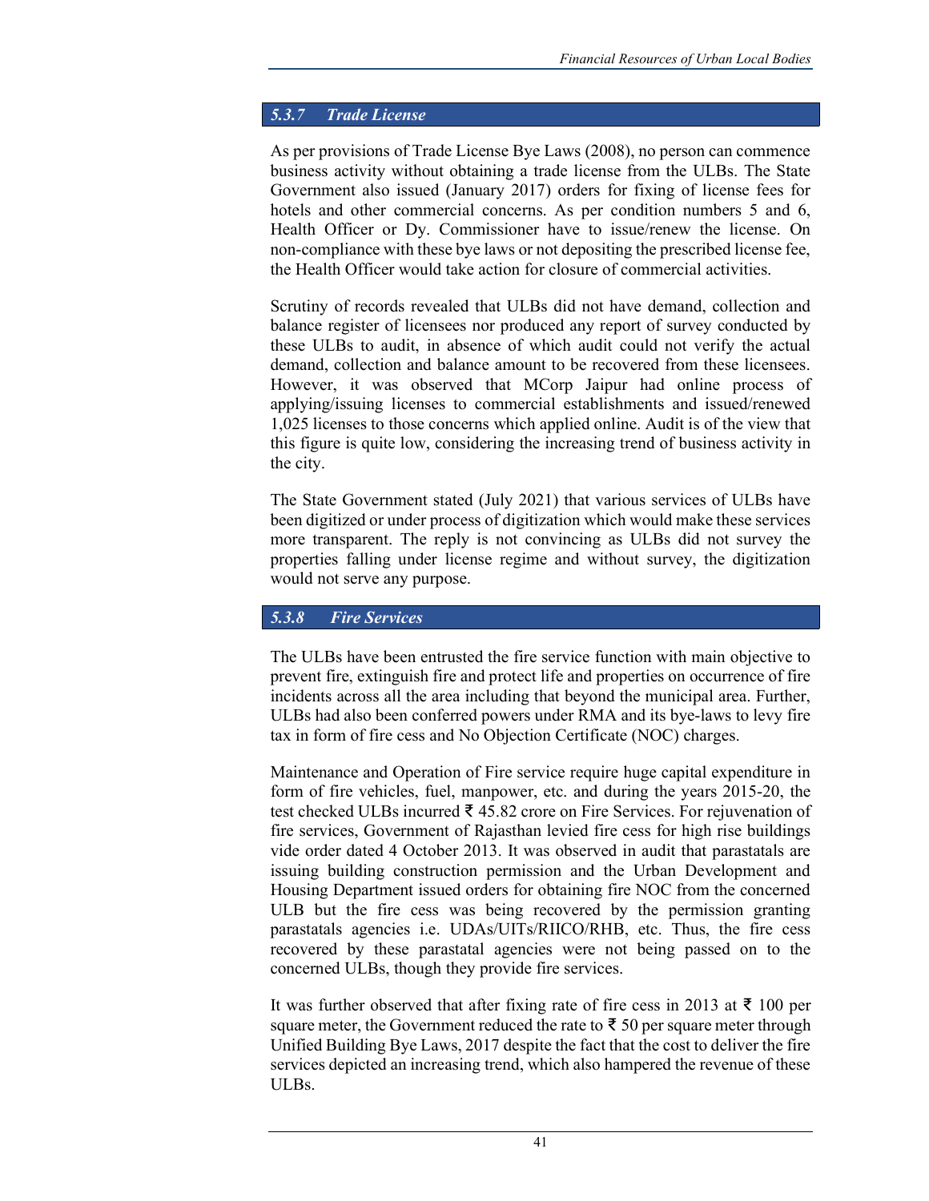### *5.3.7 Trade License*

As per provisions of Trade License Bye Laws (2008), no person can commence business activity without obtaining a trade license from the ULBs. The State Government also issued (January 2017) orders for fixing of license fees for hotels and other commercial concerns. As per condition numbers 5 and 6, Health Officer or Dy. Commissioner have to issue/renew the license. On non-compliance with these bye laws or not depositing the prescribed license fee, the Health Officer would take action for closure of commercial activities.

Scrutiny of records revealed that ULBs did not have demand, collection and balance register of licensees nor produced any report of survey conducted by these ULBs to audit, in absence of which audit could not verify the actual demand, collection and balance amount to be recovered from these licensees. However, it was observed that MCorp Jaipur had online process of applying/issuing licenses to commercial establishments and issued/renewed 1,025 licenses to those concerns which applied online. Audit is of the view that this figure is quite low, considering the increasing trend of business activity in the city.

The State Government stated (July 2021) that various services of ULBs have been digitized or under process of digitization which would make these services more transparent. The reply is not convincing as ULBs did not survey the properties falling under license regime and without survey, the digitization would not serve any purpose.

### *5.3.8 Fire Services*

The ULBs have been entrusted the fire service function with main objective to prevent fire, extinguish fire and protect life and properties on occurrence of fire incidents across all the area including that beyond the municipal area. Further, ULBs had also been conferred powers under RMA and its bye-laws to levy fire tax in form of fire cess and No Objection Certificate (NOC) charges.

Maintenance and Operation of Fire service require huge capital expenditure in form of fire vehicles, fuel, manpower, etc. and during the years 2015-20, the test checked ULBs incurred ₹ 45.82 crore on Fire Services. For rejuvenation of fire services, Government of Rajasthan levied fire cess for high rise buildings vide order dated 4 October 2013. It was observed in audit that parastatals are issuing building construction permission and the Urban Development and Housing Department issued orders for obtaining fire NOC from the concerned ULB but the fire cess was being recovered by the permission granting parastatals agencies i.e. UDAs/UITs/RIICO/RHB, etc. Thus, the fire cess recovered by these parastatal agencies were not being passed on to the concerned ULBs, though they provide fire services.

It was further observed that after fixing rate of fire cess in 2013 at ₹ 100 per square meter, the Government reduced the rate to ₹ 50 per square meter through Unified Building Bye Laws, 2017 despite the fact that the cost to deliver the fire services depicted an increasing trend, which also hampered the revenue of these ULBs.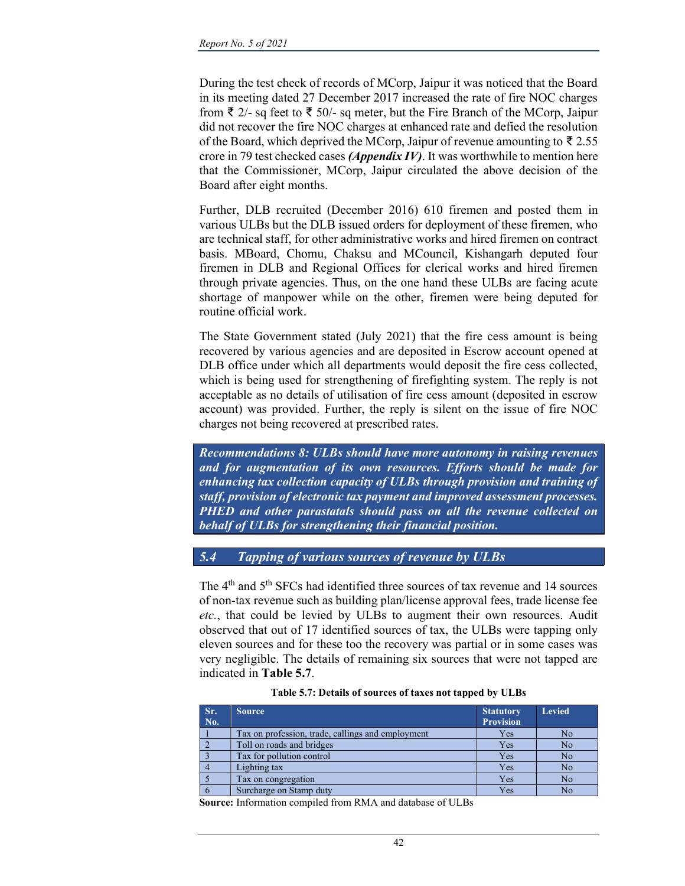During the test check of records of MCorp, Jaipur it was noticed that the Board in its meeting dated 27 December 2017 increased the rate of fire NOC charges from ₹ 2/- sq feet to ₹ 50/- sq meter, but the Fire Branch of the MCorp, Jaipur did not recover the fire NOC charges at enhanced rate and defied the resolution of the Board, which deprived the MCorp, Jaipur of revenue amounting to ₹ 2.55 crore in 79 test checked cases ***(Appendix IV)***. It was worthwhile to mention here that the Commissioner, MCorp, Jaipur circulated the above decision of the Board after eight months.

Further, DLB recruited (December 2016) 610 firemen and posted them in various ULBs but the DLB issued orders for deployment of these firemen, who are technical staff, for other administrative works and hired firemen on contract basis. MBoard, Chomu, Chaksu and MCouncil, Kishangarh deputed four firemen in DLB and Regional Offices for clerical works and hired firemen through private agencies. Thus, on the one hand these ULBs are facing acute shortage of manpower while on the other, firemen were being deputed for routine official work.

The State Government stated (July 2021) that the fire cess amount is being recovered by various agencies and are deposited in Escrow account opened at DLB office under which all departments would deposit the fire cess collected, which is being used for strengthening of firefighting system. The reply is not acceptable as no details of utilisation of fire cess amount (deposited in escrow account) was provided. Further, the reply is silent on the issue of fire NOC charges not being recovered at prescribed rates.

> ***Recommendations 8: ULBs should have more autonomy in raising revenues and for augmentation of its own resources. Efforts should be made for enhancing tax collection capacity of ULBs through provision and training of staff, provision of electronic tax payment and improved assessment processes. PHED and other parastatals should pass on all the revenue collected on behalf of ULBs for strengthening their financial position.***

## *5.4 Tapping of various sources of revenue by ULBs*

The 4th and 5th SFCs had identified three sources of tax revenue and 14 sources of non-tax revenue such as building plan/license approval fees, trade license fee *etc.*, that could be levied by ULBs to augment their own resources. Audit observed that out of 17 identified sources of tax, the ULBs were tapping only eleven sources and for these too the recovery was partial or in some cases was very negligible. The details of remaining six sources that were not tapped are indicated in **Table 5.7**.

**Table 5.7: Details of sources of taxes not tapped by ULBs**

| Sr. No. | Source | Statutory Provision | Levied |
|---|---|---|---|
| 1 | Tax on profession, trade, callings and employment | Yes | No |
| 2 | Toll on roads and bridges | Yes | No |
| 3 | Tax for pollution control | Yes | No |
| 4 | Lighting tax | Yes | No |
| 5 | Tax on congregation | Yes | No |
| 6 | Surcharge on Stamp duty | Yes | No |

**Source:** Information compiled from RMA and database of ULBs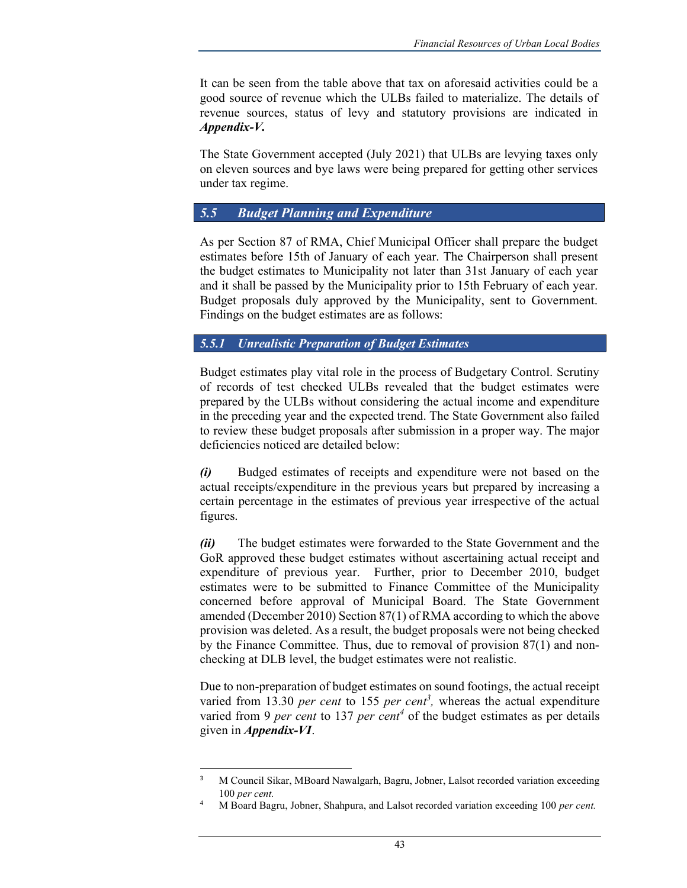It can be seen from the table above that tax on aforesaid activities could be a good source of revenue which the ULBs failed to materialize. The details of revenue sources, status of levy and statutory provisions are indicated in ***Appendix-V.***

The State Government accepted (July 2021) that ULBs are levying taxes only on eleven sources and bye laws were being prepared for getting other services under tax regime.

## *5.5 Budget Planning and Expenditure*

As per Section 87 of RMA, Chief Municipal Officer shall prepare the budget estimates before 15th of January of each year. The Chairperson shall present the budget estimates to Municipality not later than 31st January of each year and it shall be passed by the Municipality prior to 15th February of each year. Budget proposals duly approved by the Municipality, sent to Government. Findings on the budget estimates are as follows:

### *5.5.1 Unrealistic Preparation of Budget Estimates*

Budget estimates play vital role in the process of Budgetary Control. Scrutiny of records of test checked ULBs revealed that the budget estimates were prepared by the ULBs without considering the actual income and expenditure in the preceding year and the expected trend. The State Government also failed to review these budget proposals after submission in a proper way. The major deficiencies noticed are detailed below:

***(i)*** Budged estimates of receipts and expenditure were not based on the actual receipts/expenditure in the previous years but prepared by increasing a certain percentage in the estimates of previous year irrespective of the actual figures.

***(ii)*** The budget estimates were forwarded to the State Government and the GoR approved these budget estimates without ascertaining actual receipt and expenditure of previous year. Further, prior to December 2010, budget estimates were to be submitted to Finance Committee of the Municipality concerned before approval of Municipal Board. The State Government amended (December 2010) Section 87(1) of RMA according to which the above provision was deleted. As a result, the budget proposals were not being checked by the Finance Committee. Thus, due to removal of provision 87(1) and non-checking at DLB level, the budget estimates were not realistic.

Due to non-preparation of budget estimates on sound footings, the actual receipt varied from 13.30 *per cent* to 155 *per cent*[3], whereas the actual expenditure varied from 9 *per cent* to 137 *per cent*[4] of the budget estimates as per details given in ***Appendix-VI***.

---

[3] M Council Sikar, MBoard Nawalgarh, Bagru, Jobner, Lalsot recorded variation exceeding 100 *per cent.*

[4] M Board Bagru, Jobner, Shahpura, and Lalsot recorded variation exceeding 100 *per cent.*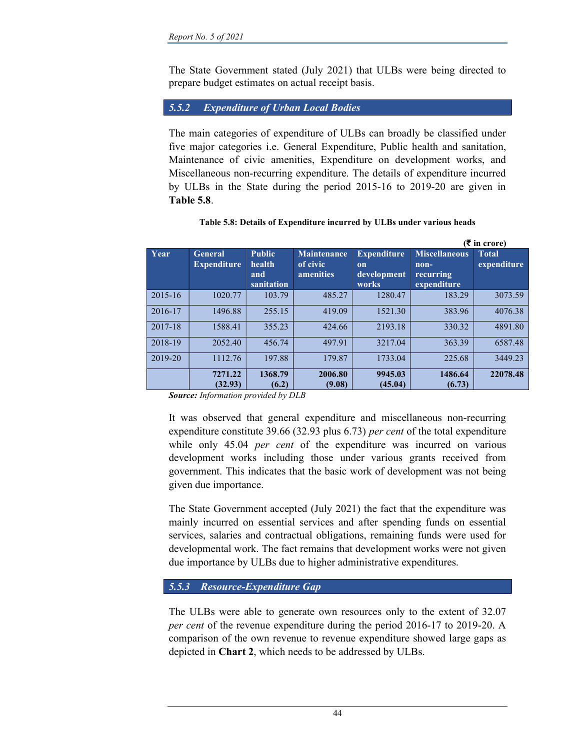The State Government stated (July 2021) that ULBs were being directed to prepare budget estimates on actual receipt basis.

### *5.5.2 Expenditure of Urban Local Bodies*

The main categories of expenditure of ULBs can broadly be classified under five major categories i.e. General Expenditure, Public health and sanitation, Maintenance of civic amenities, Expenditure on development works, and Miscellaneous non-recurring expenditure. The details of expenditure incurred by ULBs in the State during the period 2015-16 to 2019-20 are given in **Table 5.8**.

**Table 5.8: Details of Expenditure incurred by ULBs under various heads**

**(₹ in crore)**

| Year | General Expenditure | Public health and sanitation | Maintenance of civic amenities | Expenditure on development works | Miscellaneous non-recurring expenditure | Total expenditure |
|---|---|---|---|---|---|---|
| 2015-16 | 1020.77 | 103.79 | 485.27 | 1280.47 | 183.29 | 3073.59 |
| 2016-17 | 1496.88 | 255.15 | 419.09 | 1521.30 | 383.96 | 4076.38 |
| 2017-18 | 1588.41 | 355.23 | 424.66 | 2193.18 | 330.32 | 4891.80 |
| 2018-19 | 2052.40 | 456.74 | 497.91 | 3217.04 | 363.39 | 6587.48 |
| 2019-20 | 1112.76 | 197.88 | 179.87 | 1733.04 | 225.68 | 3449.23 |
| | **7271.22 (32.93)** | **1368.79 (6.2)** | **2006.80 (9.08)** | **9945.03 (45.04)** | **1486.64 (6.73)** | **22078.48** |

***Source:*** *Information provided by DLB*

It was observed that general expenditure and miscellaneous non-recurring expenditure constitute 39.66 (32.93 plus 6.73) *per cent* of the total expenditure while only 45.04 *per cent* of the expenditure was incurred on various development works including those under various grants received from government. This indicates that the basic work of development was not being given due importance.

The State Government accepted (July 2021) the fact that the expenditure was mainly incurred on essential services and after spending funds on essential services, salaries and contractual obligations, remaining funds were used for developmental work. The fact remains that development works were not given due importance by ULBs due to higher administrative expenditures.

### *5.5.3 Resource-Expenditure Gap*

The ULBs were able to generate own resources only to the extent of 32.07 *per cent* of the revenue expenditure during the period 2016-17 to 2019-20. A comparison of the own revenue to revenue expenditure showed large gaps as depicted in **Chart 2**, which needs to be addressed by ULBs.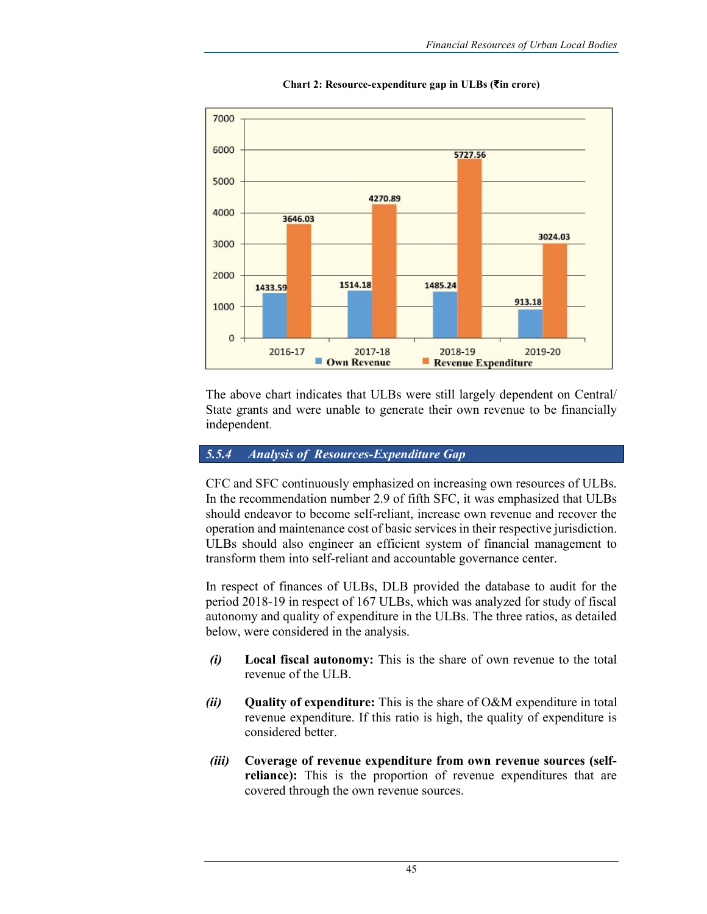**Chart 2: Resource-expenditure gap in ULBs (₹in crore)**

| Year | Own Revenue | Revenue Expenditure |
|---|---|---|
| 2016-17 | 1433.59 | 3646.03 |
| 2017-18 | 1514.18 | 4270.89 |
| 2018-19 | 1485.24 | 5727.56 |
| 2019-20 | 913.18 | 3024.03 |

The above chart indicates that ULBs were still largely dependent on Central/ State grants and were unable to generate their own revenue to be financially independent.

### *5.5.4 Analysis of Resources-Expenditure Gap*

CFC and SFC continuously emphasized on increasing own resources of ULBs. In the recommendation number 2.9 of fifth SFC, it was emphasized that ULBs should endeavor to become self-reliant, increase own revenue and recover the operation and maintenance cost of basic services in their respective jurisdiction. ULBs should also engineer an efficient system of financial management to transform them into self-reliant and accountable governance center.

In respect of finances of ULBs, DLB provided the database to audit for the period 2018-19 in respect of 167 ULBs, which was analyzed for study of fiscal autonomy and quality of expenditure in the ULBs. The three ratios, as detailed below, were considered in the analysis.

*(i)* **Local fiscal autonomy:** This is the share of own revenue to the total revenue of the ULB.

*(ii)* **Quality of expenditure:** This is the share of O&M expenditure in total revenue expenditure. If this ratio is high, the quality of expenditure is considered better.

*(iii)* **Coverage of revenue expenditure from own revenue sources (self-reliance):** This is the proportion of revenue expenditures that are covered through the own revenue sources.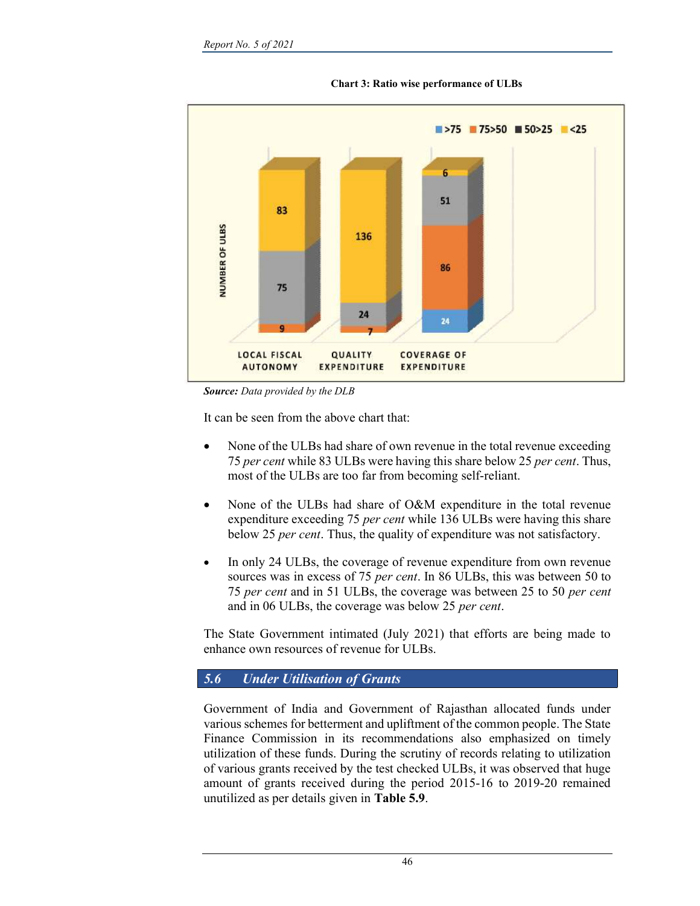**Chart 3: Ratio wise performance of ULBs**

| | >75 | 75>50 | 50>25 | <25 |
|---|---|---|---|---|
| Local Fiscal Autonomy | | 9 | 75 | 83 |
| Quality Expenditure | | 7 | 24 | 136 |
| Coverage of Expenditure | 24 | 86 | 51 | 6 |

***Source:*** *Data provided by the DLB*

It can be seen from the above chart that:

- None of the ULBs had share of own revenue in the total revenue exceeding 75 *per cent* while 83 ULBs were having this share below 25 *per cent*. Thus, most of the ULBs are too far from becoming self-reliant.
- None of the ULBs had share of O&M expenditure in the total revenue expenditure exceeding 75 *per cent* while 136 ULBs were having this share below 25 *per cent*. Thus, the quality of expenditure was not satisfactory.
- In only 24 ULBs, the coverage of revenue expenditure from own revenue sources was in excess of 75 *per cent*. In 86 ULBs, this was between 50 to 75 *per cent* and in 51 ULBs, the coverage was between 25 to 50 *per cent* and in 06 ULBs, the coverage was below 25 *per cent*.

The State Government intimated (July 2021) that efforts are being made to enhance own resources of revenue for ULBs.

## *5.6 Under Utilisation of Grants*

Government of India and Government of Rajasthan allocated funds under various schemes for betterment and upliftment of the common people. The State Finance Commission in its recommendations also emphasized on timely utilization of these funds. During the scrutiny of records relating to utilization of various grants received by the test checked ULBs, it was observed that huge amount of grants received during the period 2015-16 to 2019-20 remained unutilized as per details given in **Table 5.9**.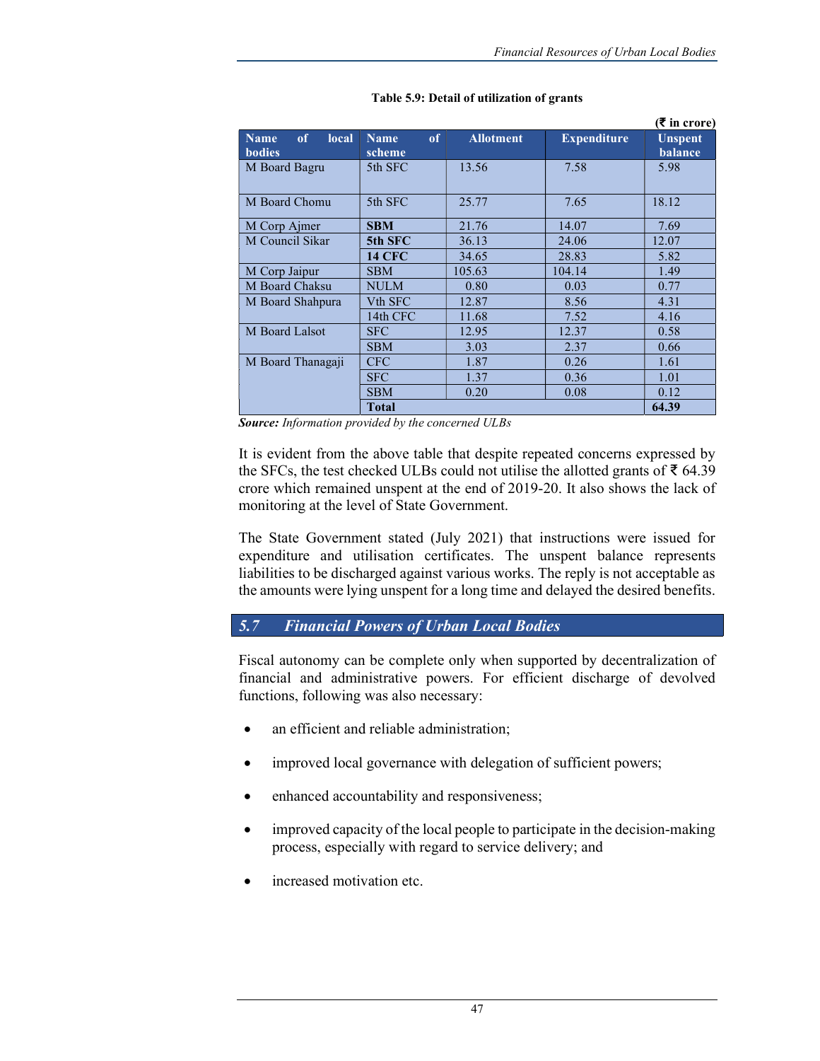**Table 5.9: Detail of utilization of grants**

(₹ in crore)

| Name of local bodies | Name of scheme | Allotment | Expenditure | Unspent balance |
|---|---|---|---|---|
| M Board Bagru | 5th SFC | 13.56 | 7.58 | 5.98 |
| M Board Chomu | 5th SFC | 25.77 | 7.65 | 18.12 |
| M Corp Ajmer | **SBM** | 21.76 | 14.07 | 7.69 |
| M Council Sikar | **5th SFC** | 36.13 | 24.06 | 12.07 |
| | **14 CFC** | 34.65 | 28.83 | 5.82 |
| M Corp Jaipur | SBM | 105.63 | 104.14 | 1.49 |
| M Board Chaksu | NULM | 0.80 | 0.03 | 0.77 |
| M Board Shahpura | Vth SFC | 12.87 | 8.56 | 4.31 |
| | 14th CFC | 11.68 | 7.52 | 4.16 |
| M Board Lalsot | SFC | 12.95 | 12.37 | 0.58 |
| | SBM | 3.03 | 2.37 | 0.66 |
| M Board Thanagaji | CFC | 1.87 | 0.26 | 1.61 |
| | SFC | 1.37 | 0.36 | 1.01 |
| | SBM | 0.20 | 0.08 | 0.12 |
| | **Total** | | | **64.39** |

***Source:*** *Information provided by the concerned ULBs*

It is evident from the above table that despite repeated concerns expressed by the SFCs, the test checked ULBs could not utilise the allotted grants of ₹ 64.39 crore which remained unspent at the end of 2019-20. It also shows the lack of monitoring at the level of State Government.

The State Government stated (July 2021) that instructions were issued for expenditure and utilisation certificates. The unspent balance represents liabilities to be discharged against various works. The reply is not acceptable as the amounts were lying unspent for a long time and delayed the desired benefits.

## 5.7 Financial Powers of Urban Local Bodies

Fiscal autonomy can be complete only when supported by decentralization of financial and administrative powers. For efficient discharge of devolved functions, following was also necessary:

- an efficient and reliable administration;
- improved local governance with delegation of sufficient powers;
- enhanced accountability and responsiveness;
- improved capacity of the local people to participate in the decision-making process, especially with regard to service delivery; and
- increased motivation etc.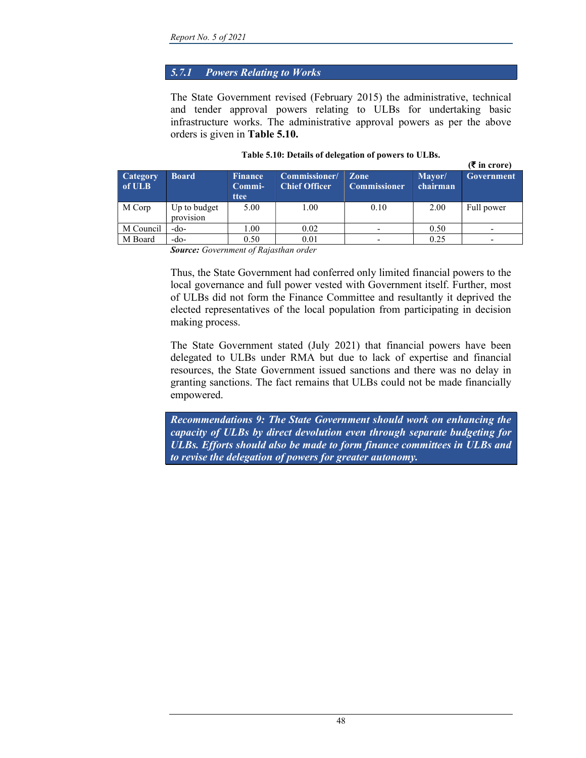### 5.7.1 Powers Relating to Works

The State Government revised (February 2015) the administrative, technical and tender approval powers relating to ULBs for undertaking basic infrastructure works. The administrative approval powers as per the above orders is given in **Table 5.10.**

**Table 5.10: Details of delegation of powers to ULBs.**

**(₹ in crore)**

| Category of ULB | Board | Finance Committee | Commissioner/ Chief Officer | Zone Commissioner | Mayor/ chairman | Government |
|---|---|---|---|---|---|---|
| M Corp | Up to budget provision | 5.00 | 1.00 | 0.10 | 2.00 | Full power |
| M Council | -do- | 1.00 | 0.02 | - | 0.50 | - |
| M Board | -do- | 0.50 | 0.01 | - | 0.25 | - |

***Source:*** *Government of Rajasthan order*

Thus, the State Government had conferred only limited financial powers to the local governance and full power vested with Government itself. Further, most of ULBs did not form the Finance Committee and resultantly it deprived the elected representatives of the local population from participating in decision making process.

The State Government stated (July 2021) that financial powers have been delegated to ULBs under RMA but due to lack of expertise and financial resources, the State Government issued sanctions and there was no delay in granting sanctions. The fact remains that ULBs could not be made financially empowered.

***Recommendations 9: The State Government should work on enhancing the capacity of ULBs by direct devolution even through separate budgeting for ULBs. Efforts should also be made to form finance committees in ULBs and to revise the delegation of powers for greater autonomy.***